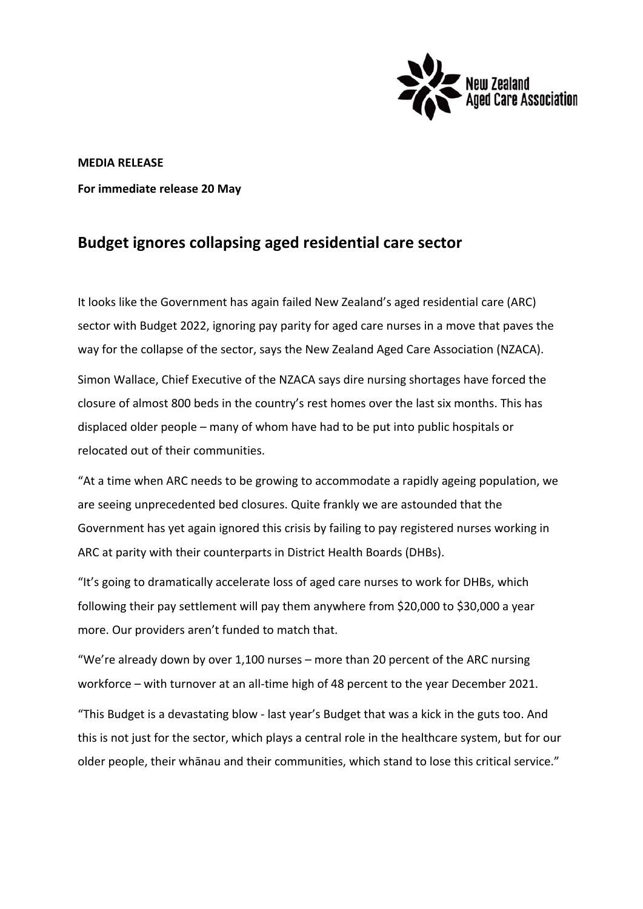**MEDIA RELEASE**

**For immediate release 20 May**

## Budget ignores collapsing aged residential care sector

It looks like the Government has again failed New Zealand's aged residential care (ARC) sector with Budget 2022, ignoring pay parity for aged care nurses in a move that paves the way for the collapse of the sector, says the New Zealand Aged Care Association (NZACA).

Simon Wallace, Chief Executive of the NZACA says dire nursing shortages have forced the closure of almost 800 beds in the country's rest homes over the last six months. This has displaced older people – many of whom have had to be put into public hospitals or relocated out of their communities.

"At a time when ARC needs to be growing to accommodate a rapidly ageing population, we are seeing unprecedented bed closures. Quite frankly we are astounded that the Government has yet again ignored this crisis by failing to pay registered nurses working in ARC at parity with their counterparts in District Health Boards (DHBs).

"It's going to dramatically accelerate loss of aged care nurses to work for DHBs, which following their pay settlement will pay them anywhere from $20,000 to $30,000 a year more. Our providers aren't funded to match that.

"We're already down by over 1,100 nurses – more than 20 percent of the ARC nursing workforce – with turnover at an all-time high of 48 percent to the year December 2021.

"This Budget is a devastating blow - last year's Budget that was a kick in the guts too. And this is not just for the sector, which plays a central role in the healthcare system, but for our older people, their whānau and their communities, which stand to lose this critical service."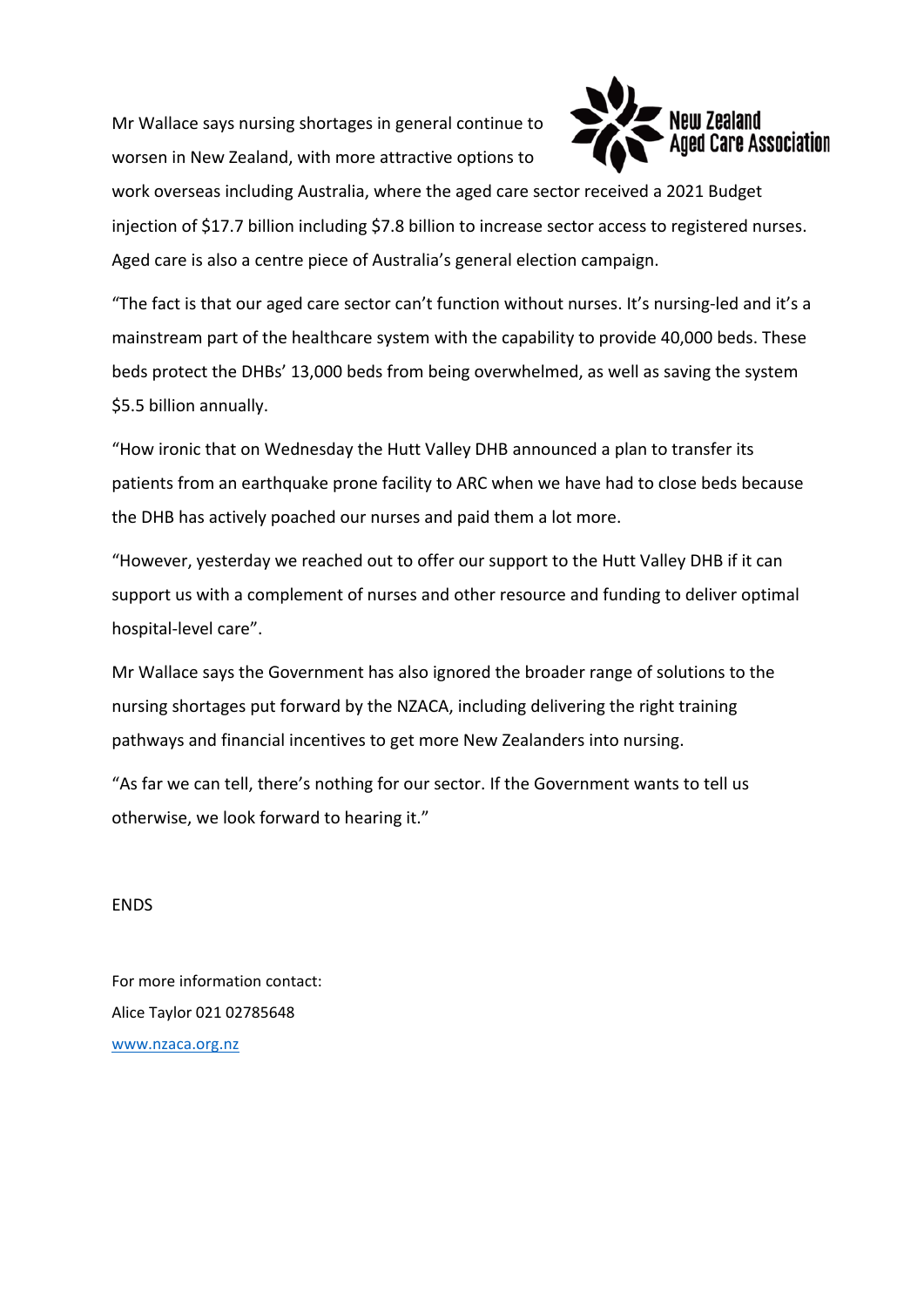Mr Wallace says nursing shortages in general continue to worsen in New Zealand, with more attractive options to work overseas including Australia, where the aged care sector received a 2021 Budget injection of $17.7 billion including $7.8 billion to increase sector access to registered nurses. Aged care is also a centre piece of Australia's general election campaign.

"The fact is that our aged care sector can't function without nurses. It's nursing-led and it's a mainstream part of the healthcare system with the capability to provide 40,000 beds. These beds protect the DHBs' 13,000 beds from being overwhelmed, as well as saving the system $5.5 billion annually.

"How ironic that on Wednesday the Hutt Valley DHB announced a plan to transfer its patients from an earthquake prone facility to ARC when we have had to close beds because the DHB has actively poached our nurses and paid them a lot more.

"However, yesterday we reached out to offer our support to the Hutt Valley DHB if it can support us with a complement of nurses and other resource and funding to deliver optimal hospital-level care".

Mr Wallace says the Government has also ignored the broader range of solutions to the nursing shortages put forward by the NZACA, including delivering the right training pathways and financial incentives to get more New Zealanders into nursing.

"As far we can tell, there's nothing for our sector. If the Government wants to tell us otherwise, we look forward to hearing it."

ENDS

For more information contact:
Alice Taylor 021 02785648
www.nzaca.org.nz